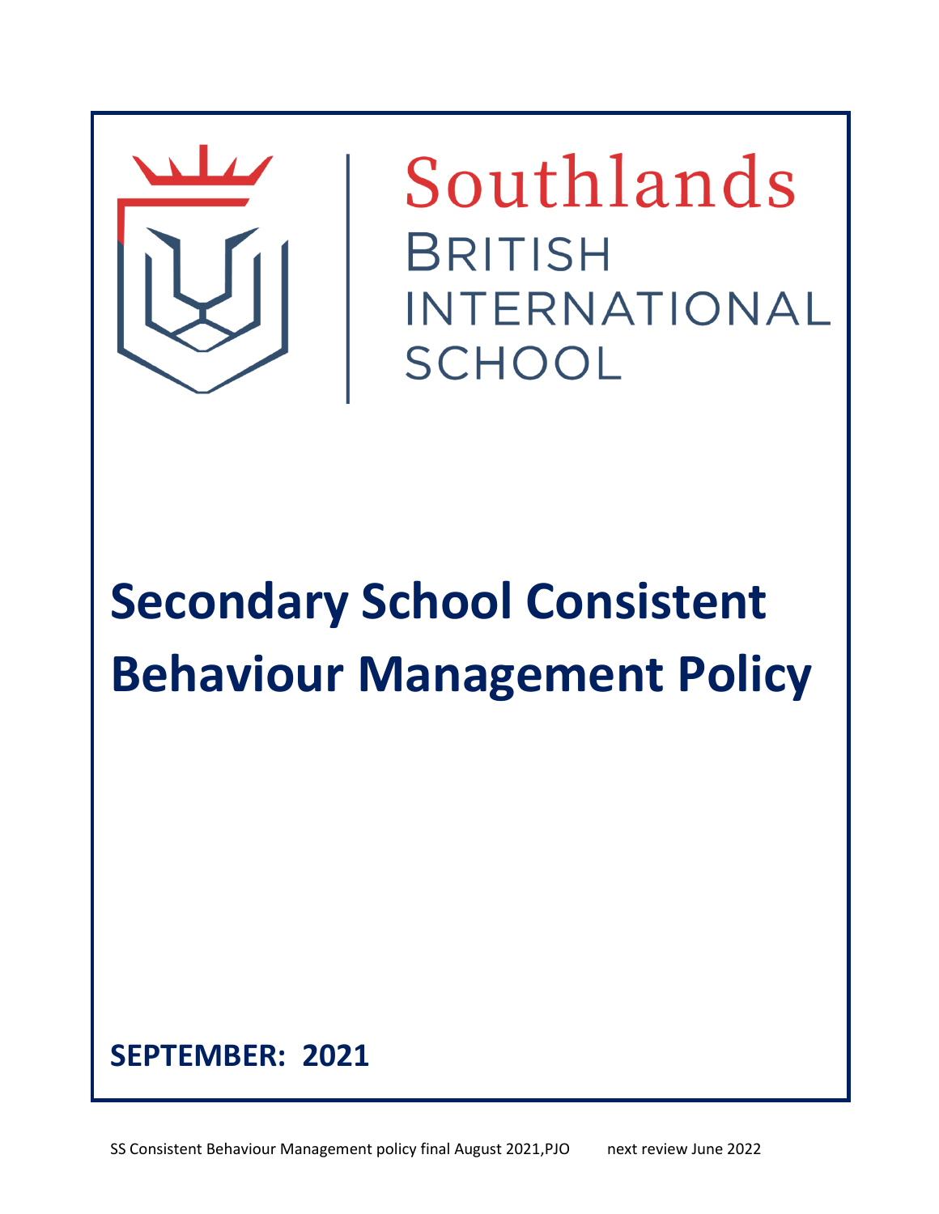Southlands

BRITISH INTERNATIONAL SCHOOL

# Secondary School Consistent Behaviour Management Policy

**SEPTEMBER: 2021**

SS Consistent Behaviour Management policy final August 2021,PJO next review June 2022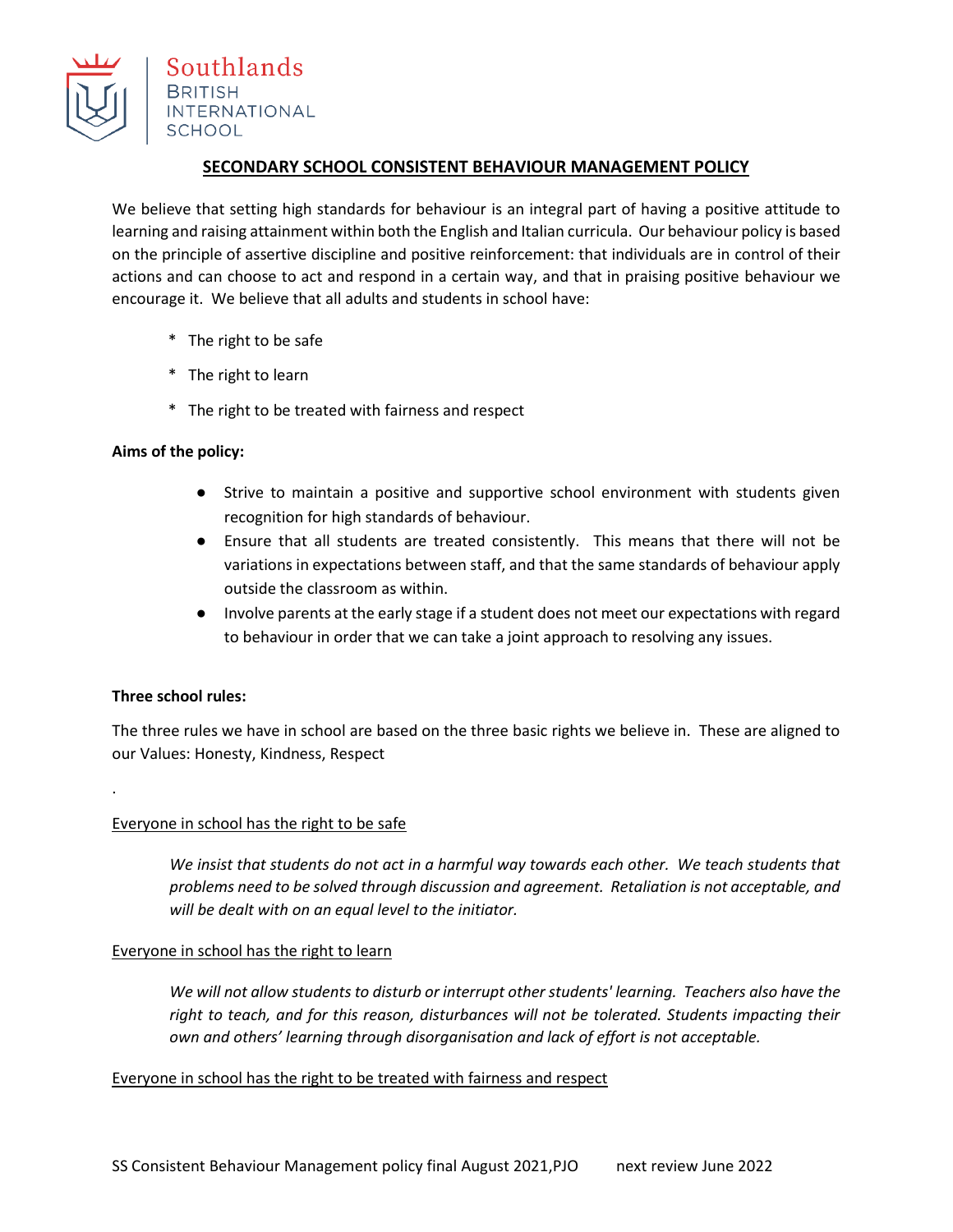Southlands
BRITISH
INTERNATIONAL
SCHOOL

## SECONDARY SCHOOL CONSISTENT BEHAVIOUR MANAGEMENT POLICY

We believe that setting high standards for behaviour is an integral part of having a positive attitude to learning and raising attainment within both the English and Italian curricula. Our behaviour policy is based on the principle of assertive discipline and positive reinforcement: that individuals are in control of their actions and can choose to act and respond in a certain way, and that in praising positive behaviour we encourage it. We believe that all adults and students in school have:

* The right to be safe
* The right to learn
* The right to be treated with fairness and respect

**Aims of the policy:**

- Strive to maintain a positive and supportive school environment with students given recognition for high standards of behaviour.
- Ensure that all students are treated consistently. This means that there will not be variations in expectations between staff, and that the same standards of behaviour apply outside the classroom as within.
- Involve parents at the early stage if a student does not meet our expectations with regard to behaviour in order that we can take a joint approach to resolving any issues.

**Three school rules:**

The three rules we have in school are based on the three basic rights we believe in. These are aligned to our Values: Honesty, Kindness, Respect

.

<u>Everyone in school has the right to be safe</u>

> *We insist that students do not act in a harmful way towards each other. We teach students that problems need to be solved through discussion and agreement. Retaliation is not acceptable, and will be dealt with on an equal level to the initiator.*

<u>Everyone in school has the right to learn</u>

> *We will not allow students to disturb or interrupt other students' learning. Teachers also have the right to teach, and for this reason, disturbances will not be tolerated. Students impacting their own and others' learning through disorganisation and lack of effort is not acceptable.*

<u>Everyone in school has the right to be treated with fairness and respect</u>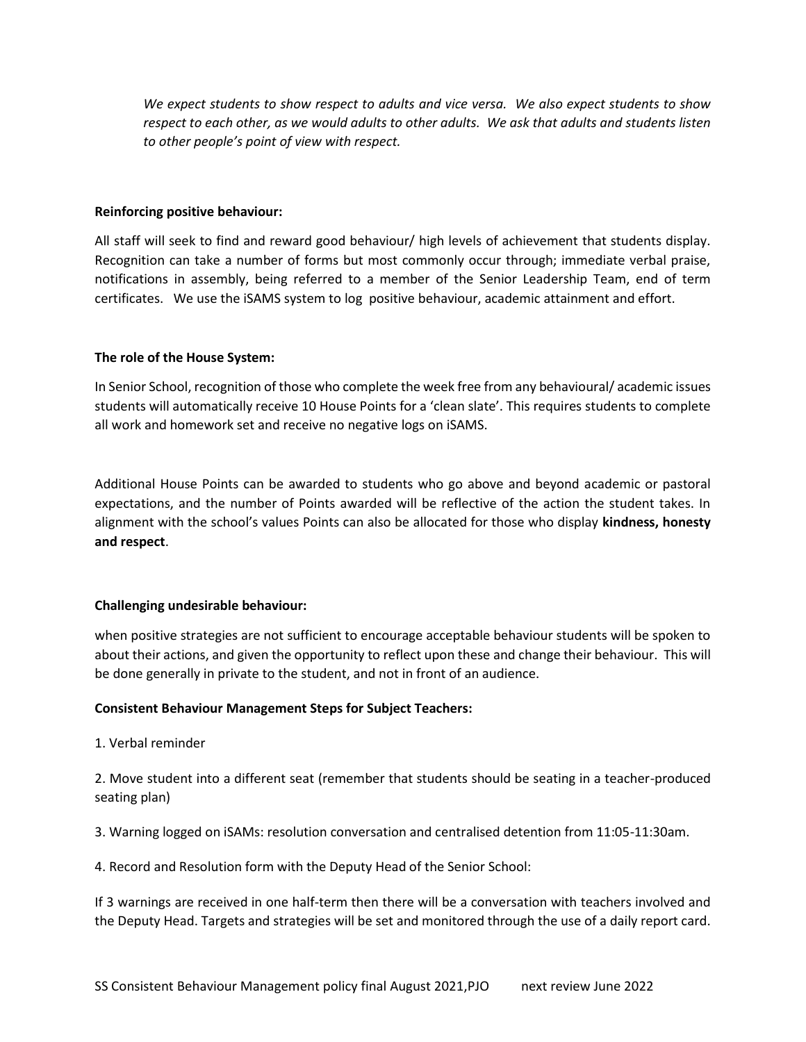*We expect students to show respect to adults and vice versa. We also expect students to show respect to each other, as we would adults to other adults. We ask that adults and students listen to other people's point of view with respect.*

**Reinforcing positive behaviour:**

All staff will seek to find and reward good behaviour/ high levels of achievement that students display. Recognition can take a number of forms but most commonly occur through; immediate verbal praise, notifications in assembly, being referred to a member of the Senior Leadership Team, end of term certificates. We use the iSAMS system to log positive behaviour, academic attainment and effort.

**The role of the House System:**

In Senior School, recognition of those who complete the week free from any behavioural/ academic issues students will automatically receive 10 House Points for a 'clean slate'. This requires students to complete all work and homework set and receive no negative logs on iSAMS.

Additional House Points can be awarded to students who go above and beyond academic or pastoral expectations, and the number of Points awarded will be reflective of the action the student takes. In alignment with the school's values Points can also be allocated for those who display **kindness, honesty and respect**.

**Challenging undesirable behaviour:**

when positive strategies are not sufficient to encourage acceptable behaviour students will be spoken to about their actions, and given the opportunity to reflect upon these and change their behaviour. This will be done generally in private to the student, and not in front of an audience.

**Consistent Behaviour Management Steps for Subject Teachers:**

1. Verbal reminder

2. Move student into a different seat (remember that students should be seating in a teacher-produced seating plan)

3. Warning logged on iSAMs: resolution conversation and centralised detention from 11:05-11:30am.

4. Record and Resolution form with the Deputy Head of the Senior School:

If 3 warnings are received in one half-term then there will be a conversation with teachers involved and the Deputy Head. Targets and strategies will be set and monitored through the use of a daily report card.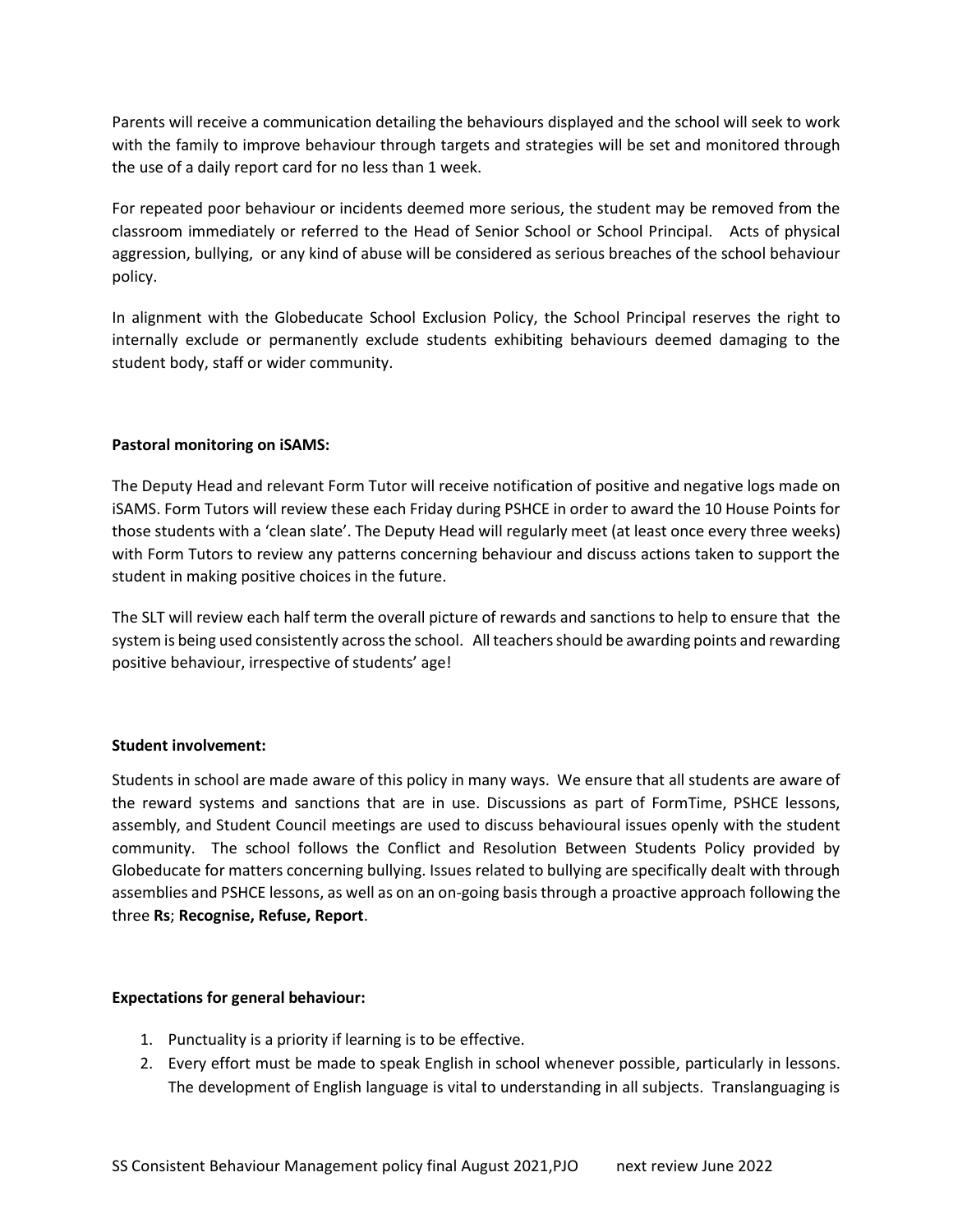Parents will receive a communication detailing the behaviours displayed and the school will seek to work with the family to improve behaviour through targets and strategies will be set and monitored through the use of a daily report card for no less than 1 week.

For repeated poor behaviour or incidents deemed more serious, the student may be removed from the classroom immediately or referred to the Head of Senior School or School Principal. Acts of physical aggression, bullying, or any kind of abuse will be considered as serious breaches of the school behaviour policy.

In alignment with the Globeducate School Exclusion Policy, the School Principal reserves the right to internally exclude or permanently exclude students exhibiting behaviours deemed damaging to the student body, staff or wider community.

**Pastoral monitoring on iSAMS:**

The Deputy Head and relevant Form Tutor will receive notification of positive and negative logs made on iSAMS. Form Tutors will review these each Friday during PSHCE in order to award the 10 House Points for those students with a 'clean slate'. The Deputy Head will regularly meet (at least once every three weeks) with Form Tutors to review any patterns concerning behaviour and discuss actions taken to support the student in making positive choices in the future.

The SLT will review each half term the overall picture of rewards and sanctions to help to ensure that the system is being used consistently across the school. All teachers should be awarding points and rewarding positive behaviour, irrespective of students' age!

**Student involvement:**

Students in school are made aware of this policy in many ways. We ensure that all students are aware of the reward systems and sanctions that are in use. Discussions as part of FormTime, PSHCE lessons, assembly, and Student Council meetings are used to discuss behavioural issues openly with the student community. The school follows the Conflict and Resolution Between Students Policy provided by Globeducate for matters concerning bullying. Issues related to bullying are specifically dealt with through assemblies and PSHCE lessons, as well as on an on-going basis through a proactive approach following the three **Rs**; **Recognise, Refuse, Report**.

**Expectations for general behaviour:**

1. Punctuality is a priority if learning is to be effective.
2. Every effort must be made to speak English in school whenever possible, particularly in lessons. The development of English language is vital to understanding in all subjects. Translanguaging is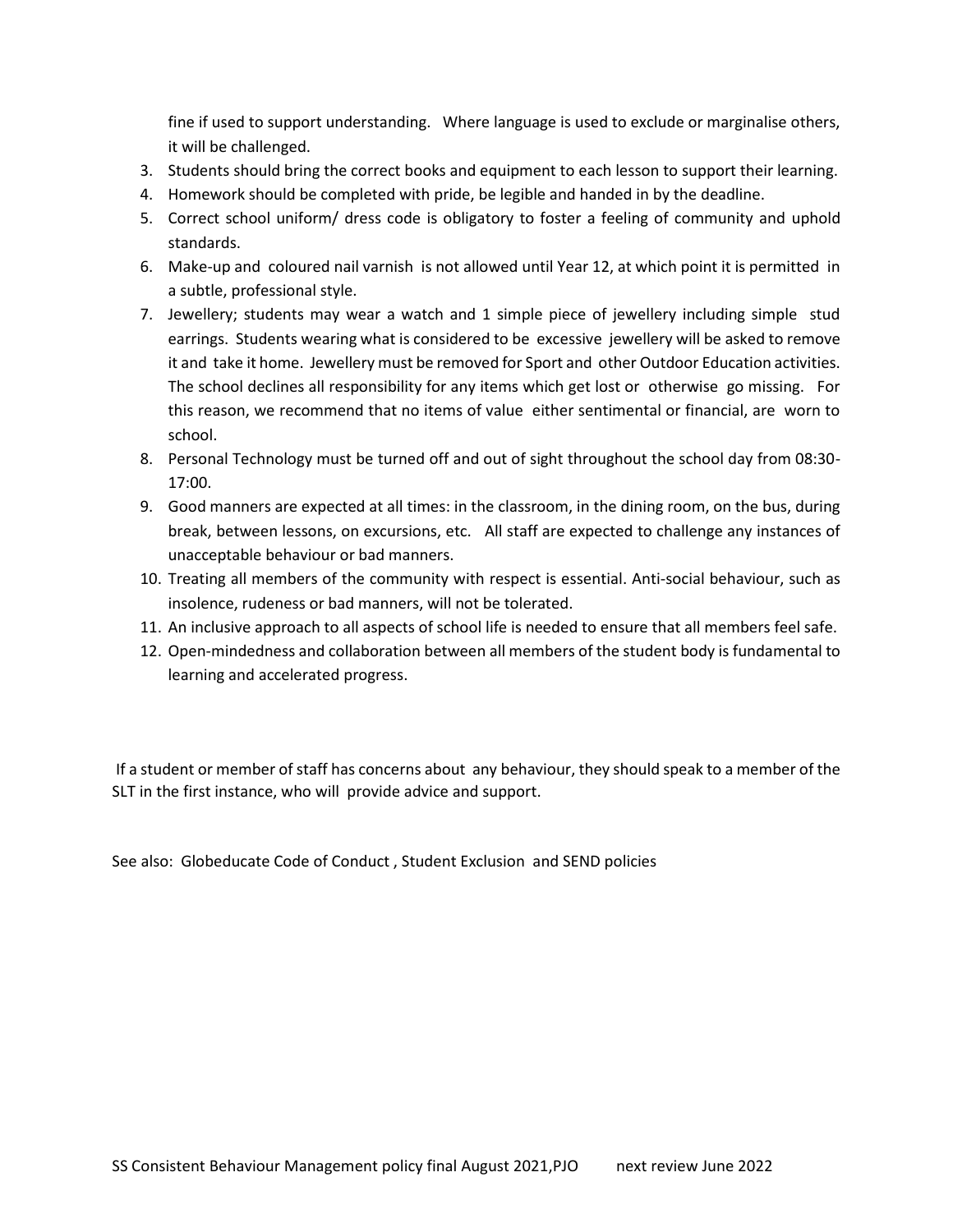fine if used to support understanding. Where language is used to exclude or marginalise others, it will be challenged.

3. Students should bring the correct books and equipment to each lesson to support their learning.
4. Homework should be completed with pride, be legible and handed in by the deadline.
5. Correct school uniform/ dress code is obligatory to foster a feeling of community and uphold standards.
6. Make-up and coloured nail varnish is not allowed until Year 12, at which point it is permitted in a subtle, professional style.
7. Jewellery; students may wear a watch and 1 simple piece of jewellery including simple stud earrings. Students wearing what is considered to be excessive jewellery will be asked to remove it and take it home. Jewellery must be removed for Sport and other Outdoor Education activities. The school declines all responsibility for any items which get lost or otherwise go missing. For this reason, we recommend that no items of value either sentimental or financial, are worn to school.
8. Personal Technology must be turned off and out of sight throughout the school day from 08:30-17:00.
9. Good manners are expected at all times: in the classroom, in the dining room, on the bus, during break, between lessons, on excursions, etc. All staff are expected to challenge any instances of unacceptable behaviour or bad manners.
10. Treating all members of the community with respect is essential. Anti-social behaviour, such as insolence, rudeness or bad manners, will not be tolerated.
11. An inclusive approach to all aspects of school life is needed to ensure that all members feel safe.
12. Open-mindedness and collaboration between all members of the student body is fundamental to learning and accelerated progress.

If a student or member of staff has concerns about any behaviour, they should speak to a member of the SLT in the first instance, who will provide advice and support.

See also: Globeducate Code of Conduct , Student Exclusion and SEND policies